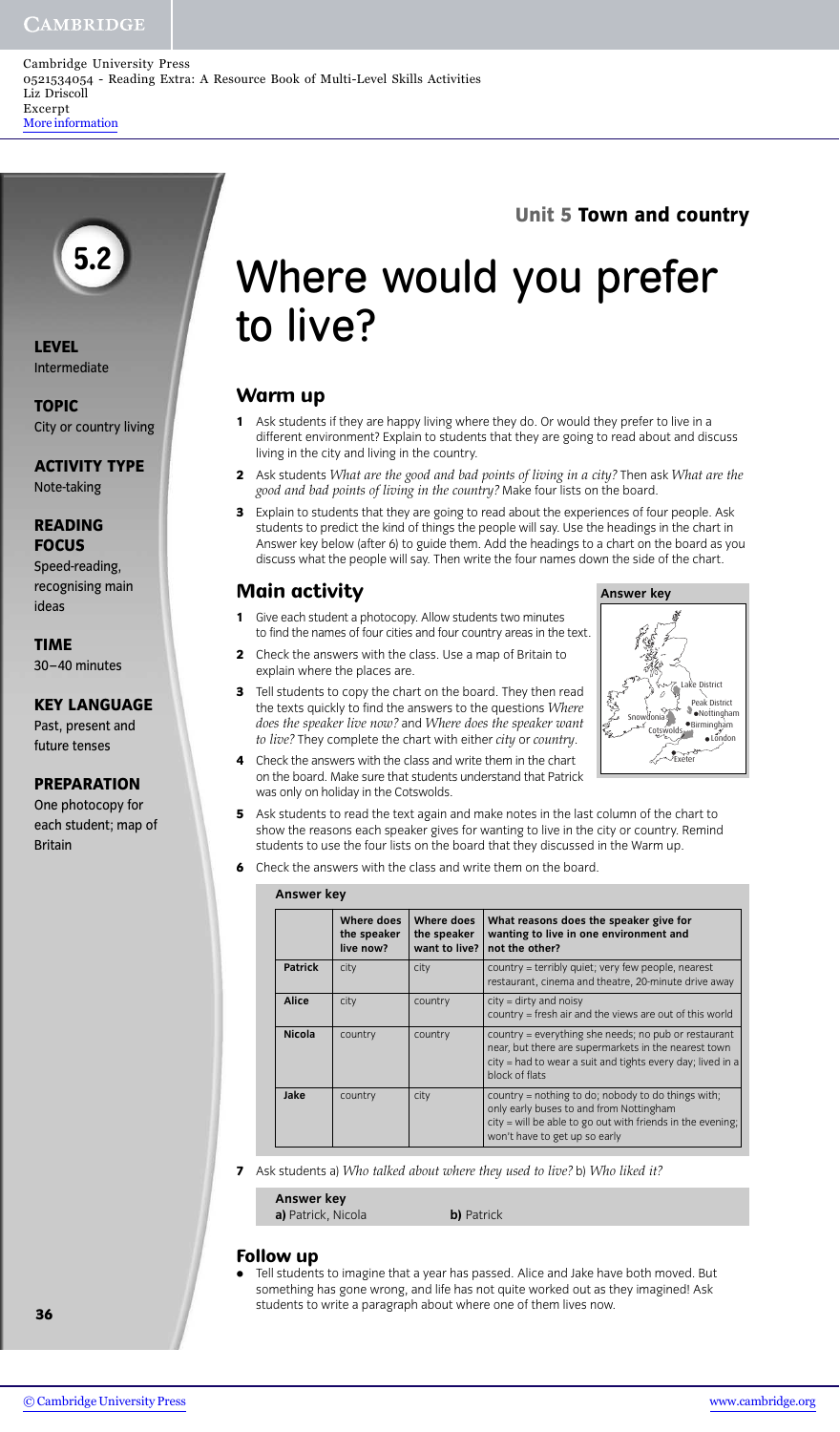Cambridge University Press
0521534054 - Reading Extra: A Resource Book of Multi-Level Skills Activities
Liz Driscoll
Excerpt
More information

**5.2**

**LEVEL**
Intermediate

**TOPIC**
City or country living

**ACTIVITY TYPE**
Note-taking

**READING FOCUS**
Speed-reading, recognising main ideas

**TIME**
30–40 minutes

**KEY LANGUAGE**
Past, present and future tenses

**PREPARATION**
One photocopy for each student; map of Britain

**Unit 5 Town and country**

# Where would you prefer to live?

## Warm up

1. Ask students if they are happy living where they do. Or would they prefer to live in a different environment? Explain to students that they are going to read about and discuss living in the city and living in the country.
2. Ask students *What are the good and bad points of living in a city?* Then ask *What are the good and bad points of living in the country?* Make four lists on the board.
3. Explain to students that they are going to read about the experiences of four people. Ask students to predict the kind of things the people will say. Use the headings in the chart in Answer key below (after 6) to guide them. Add the headings to a chart on the board as you discuss what the people will say. Then write the four names down the side of the chart.

## Main activity

1. Give each student a photocopy. Allow students two minutes to find the names of four cities and four country areas in the text.
2. Check the answers with the class. Use a map of Britain to explain where the places are.
3. Tell students to copy the chart on the board. They then read the texts quickly to find the answers to the questions *Where does the speaker live now?* and *Where does the speaker want to live?* They complete the chart with either *city* or *country*.
4. Check the answers with the class and write them in the chart on the board. Make sure that students understand that Patrick was only on holiday in the Cotswolds.

**Answer key**

Lake District, Peak District, Nottingham, Snowdonia, Birmingham, Cotswolds, London, Exeter

5. Ask students to read the text again and make notes in the last column of the chart to show the reasons each speaker gives for wanting to live in the city or country. Remind students to use the four lists on the board that they discussed in the Warm up.
6. Check the answers with the class and write them on the board.

**Answer key**

| | Where does the speaker live now? | Where does the speaker want to live? | What reasons does the speaker give for wanting to live in one environment and not the other? |
|---|---|---|---|
| **Patrick** | city | city | country = terribly quiet; very few people, nearest restaurant, cinema and theatre, 20-minute drive away |
| **Alice** | city | country | city = dirty and noisy<br>country = fresh air and the views are out of this world |
| **Nicola** | country | country | country = everything she needs; no pub or restaurant near, but there are supermarkets in the nearest town<br>city = had to wear a suit and tights every day; lived in a block of flats |
| **Jake** | country | city | country = nothing to do; nobody to do things with; only early buses to and from Nottingham<br>city = will be able to go out with friends in the evening; won't have to get up so early |

7. Ask students a) *Who talked about where they used to live?* b) *Who liked it?*

**Answer key**
**a)** Patrick, Nicola **b)** Patrick

## Follow up

- Tell students to imagine that a year has passed. Alice and Jake have both moved. But something has gone wrong, and life has not quite worked out as they imagined! Ask students to write a paragraph about where one of them lives now.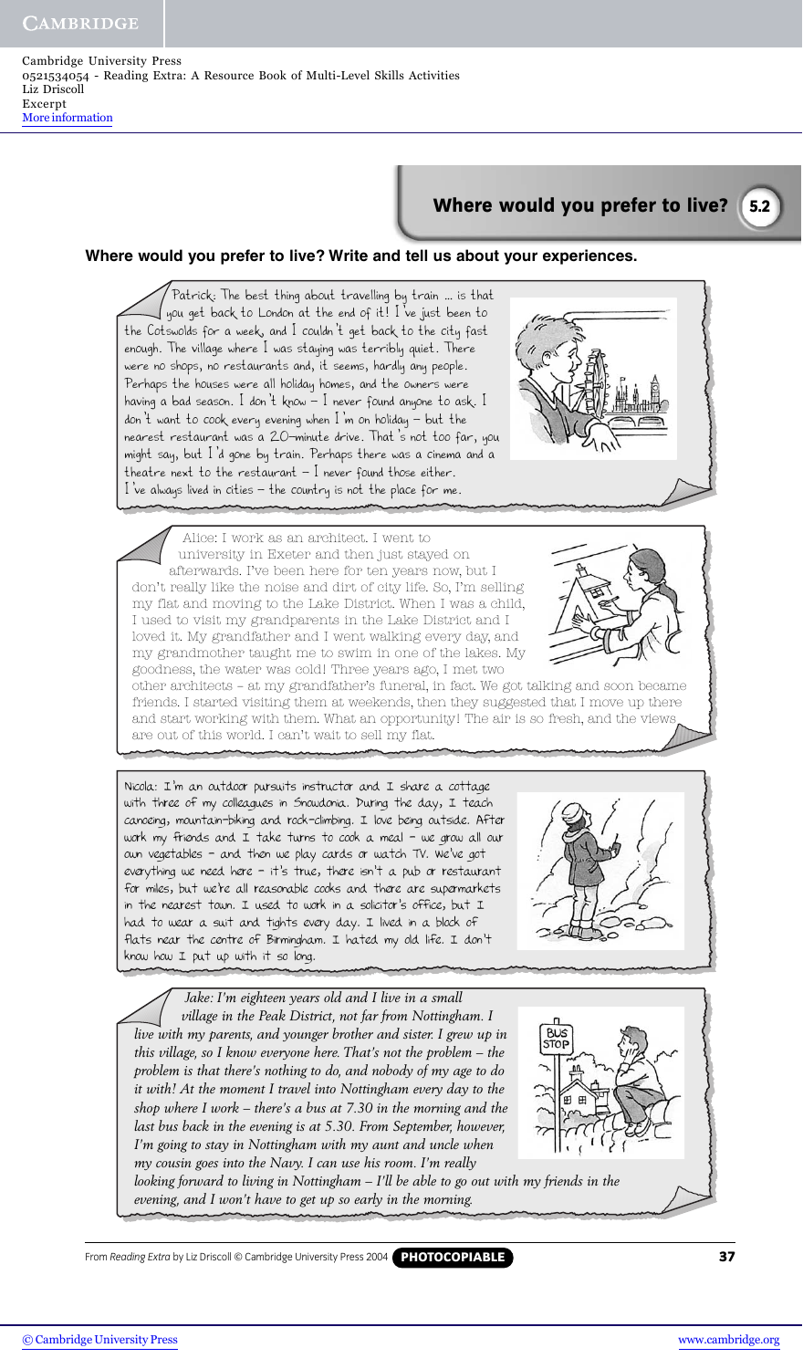## Where would you prefer to live? 5.2

**Where would you prefer to live? Write and tell us about your experiences.**

Patrick: The best thing about travelling by train ... is that you get back to London at the end of it! I've just been to the Cotswolds for a week, and I couldn't get back to the city fast enough. The village where I was staying was terribly quiet. There were no shops, no restaurants and, it seems, hardly any people. Perhaps the houses were all holiday homes, and the owners were having a bad season. I don't know – I never found anyone to ask. I don't want to cook every evening when I'm on holiday – but the nearest restaurant was a 20-minute drive. That's not too far, you might say, but I'd gone by train. Perhaps there was a cinema and a theatre next to the restaurant – I never found those either. I've always lived in cities – the country is not the place for me.

Alice: I work as an architect. I went to university in Exeter and then just stayed on afterwards. I've been here for ten years now, but I don't really like the noise and dirt of city life. So, I'm selling my flat and moving to the Lake District. When I was a child, I used to visit my grandparents in the Lake District and I loved it. My grandfather and I went walking every day, and my grandmother taught me to swim in one of the lakes. My goodness, the water was cold! Three years ago, I met two other architects – at my grandfather's funeral, in fact. We got talking and soon became friends. I started visiting them at weekends, then they suggested that I move up there and start working with them. What an opportunity! The air is so fresh, and the views are out of this world. I can't wait to sell my flat.

Nicola: I'm an outdoor pursuits instructor and I share a cottage with three of my colleagues in Snowdonia. During the day, I teach canoeing, mountain-biking and rock-climbing. I love being outside. After work my friends and I take turns to cook a meal – we grow all our own vegetables – and then we play cards or watch TV. We've got everything we need here – it's true, there isn't a pub or restaurant for miles, but we're all reasonable cooks and there are supermarkets in the nearest town. I used to work in a solicitor's office, but I had to wear a suit and tights every day. I lived in a block of flats near the centre of Birmingham. I hated my old life. I don't know how I put up with it so long.

*Jake: I'm eighteen years old and I live in a small village in the Peak District, not far from Nottingham. I live with my parents, and younger brother and sister. I grew up in this village, so I know everyone here. That's not the problem – the problem is that there's nothing to do, and nobody of my age to do it with! At the moment I travel into Nottingham every day to the shop where I work – there's a bus at 7.30 in the morning and the last bus back in the evening is at 5.30. From September, however, I'm going to stay in Nottingham with my aunt and uncle when my cousin goes into the Navy. I can use his room. I'm really looking forward to living in Nottingham – I'll be able to go out with my friends in the evening, and I won't have to get up so early in the morning.*

From *Reading Extra* by Liz Driscoll © Cambridge University Press 2004 **PHOTOCOPIABLE**